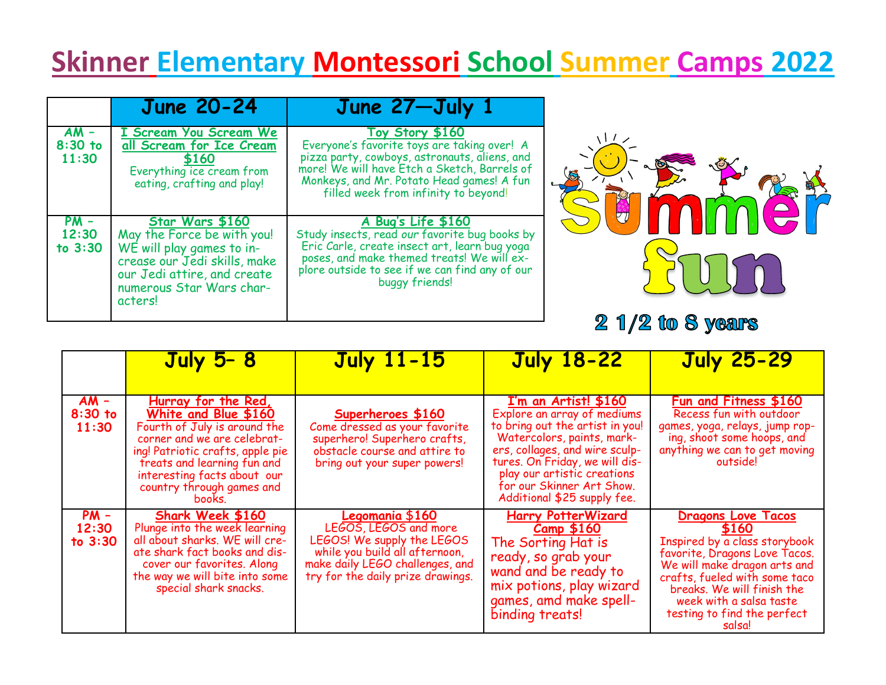# Skinner Elementary Montessori School Summer Camps 2022

| | June 20-24 | June 27—July 1 |
|---|---|---|
| AM – 8:30 to 11:30 | **I Scream You Scream We all Scream for Ice Cream $160** Everything ice cream from eating, crafting and play! | **Toy Story $160** Everyone's favorite toys are taking over! A pizza party, cowboys, astronauts, aliens, and more! We will have Etch a Sketch, Barrels of Monkeys, and Mr. Potato Head games! A fun filled week from infinity to beyond! |
| PM – 12:30 to 3:30 | **Star Wars $160** May the Force be with you! WE will play games to increase our Jedi skills, make our Jedi attire, and create numerous Star Wars characters! | **A Bug's Life $160** Study insects, read our favorite bug books by Eric Carle, create insect art, learn bug yoga poses, and make themed treats! We will explore outside to see if we can find any of our buggy friends! |

Summer fun

2 1/2 to 8 years

| | July 5– 8 | July 11-15 | July 18-22 | July 25-29 |
|---|---|---|---|---|
| AM – 8:30 to 11:30 | **Hurray for the Red, White and Blue $160** Fourth of July is around the corner and we are celebrating! Patriotic crafts, apple pie treats and learning fun and interesting facts about our country through games and books. | **Superheroes $160** Come dressed as your favorite superhero! Superhero crafts, obstacle course and attire to bring out your super powers! | **I'm an Artist! $160** Explore an array of mediums to bring out the artist in you! Watercolors, paints, markers, collages, and wire sculptures. On Friday, we will display our artistic creations for our Skinner Art Show. Additional $25 supply fee. | **Fun and Fitness $160** Recess fun with outdoor games, yoga, relays, jump roping, shoot some hoops, and anything we can to get moving outside! |
| PM – 12:30 to 3:30 | **Shark Week $160** Plunge into the week learning all about sharks. WE will create shark fact books and discover our favorites. Along the way we will bite into some special shark snacks. | **Legomania $160** LEGOS, LEGOS and more LEGOS! We supply the LEGOS while you build all afternoon, make daily LEGO challenges, and try for the daily prize drawings. | **Harry PotterWizard Camp $160** The Sorting Hat is ready, so grab your wand and be ready to mix potions, play wizard games, amd make spellbinding treats! | **Dragons Love Tacos $160** Inspired by a class storybook favorite, Dragons Love Tacos. We will make dragon arts and crafts, fueled with some taco breaks. We will finish the week with a salsa taste testing to find the perfect salsa! |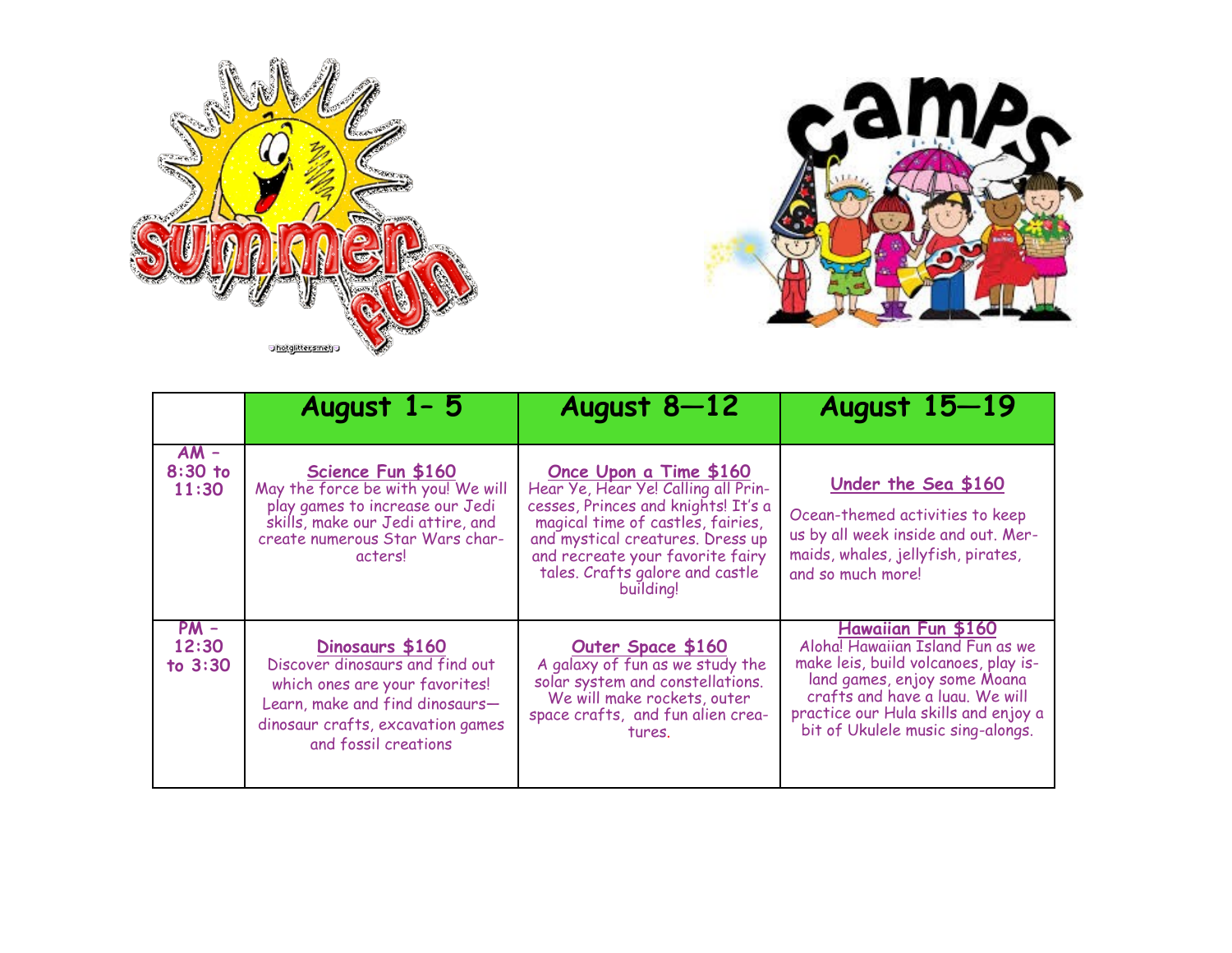| | August 1– 5 | August 8—12 | August 15—19 |
|---|---|---|---|
| AM – 8:30 to 11:30 | **Science Fun $160** May the force be with you! We will play games to increase our Jedi skills, make our Jedi attire, and create numerous Star Wars characters! | **Once Upon a Time $160** Hear Ye, Hear Ye! Calling all Princesses, Princes and knights! It's a magical time of castles, fairies, and mystical creatures. Dress up and recreate your favorite fairy tales. Crafts galore and castle building! | **Under the Sea $160** Ocean-themed activities to keep us by all week inside and out. Mermaids, whales, jellyfish, pirates, and so much more! |
| PM – 12:30 to 3:30 | **Dinosaurs $160** Discover dinosaurs and find out which ones are your favorites! Learn, make and find dinosaurs—dinosaur crafts, excavation games and fossil creations | **Outer Space $160** A galaxy of fun as we study the solar system and constellations. We will make rockets, outer space crafts, and fun alien creatures. | **Hawaiian Fun $160** Aloha! Hawaiian Island Fun as we make leis, build volcanoes, play island games, enjoy some Moana crafts and have a luau. We will practice our Hula skills and enjoy a bit of Ukulele music sing-alongs. |